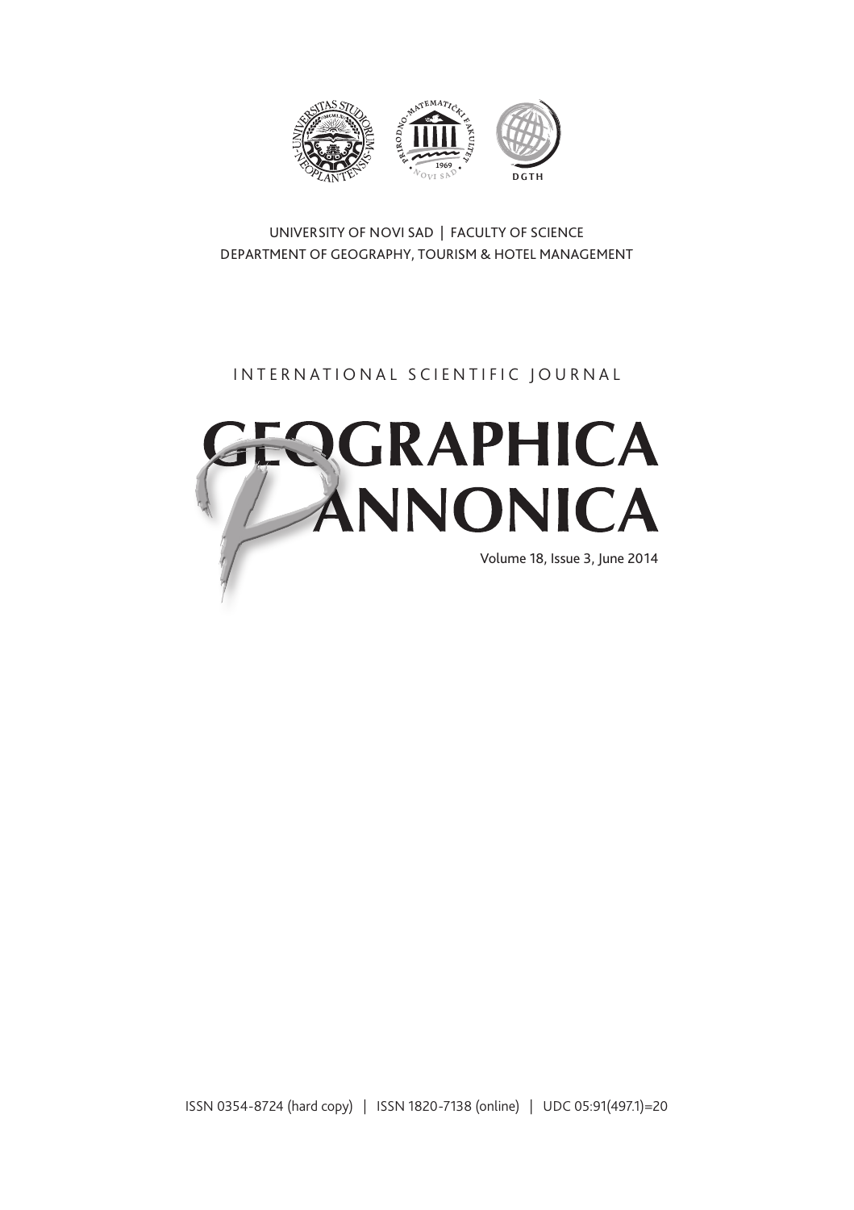UNIVERSITY OF NOVI SAD | FACULTY OF SCIENCE
DEPARTMENT OF GEOGRAPHY, TOURISM & HOTEL MANAGEMENT

INTERNATIONAL SCIENTIFIC JOURNAL

# GEOGRAPHICA PANNONICA

Volume 18, Issue 3, June 2014

ISSN 0354-8724 (hard copy) | ISSN 1820-7138 (online) | UDC 05:91(497.1)=20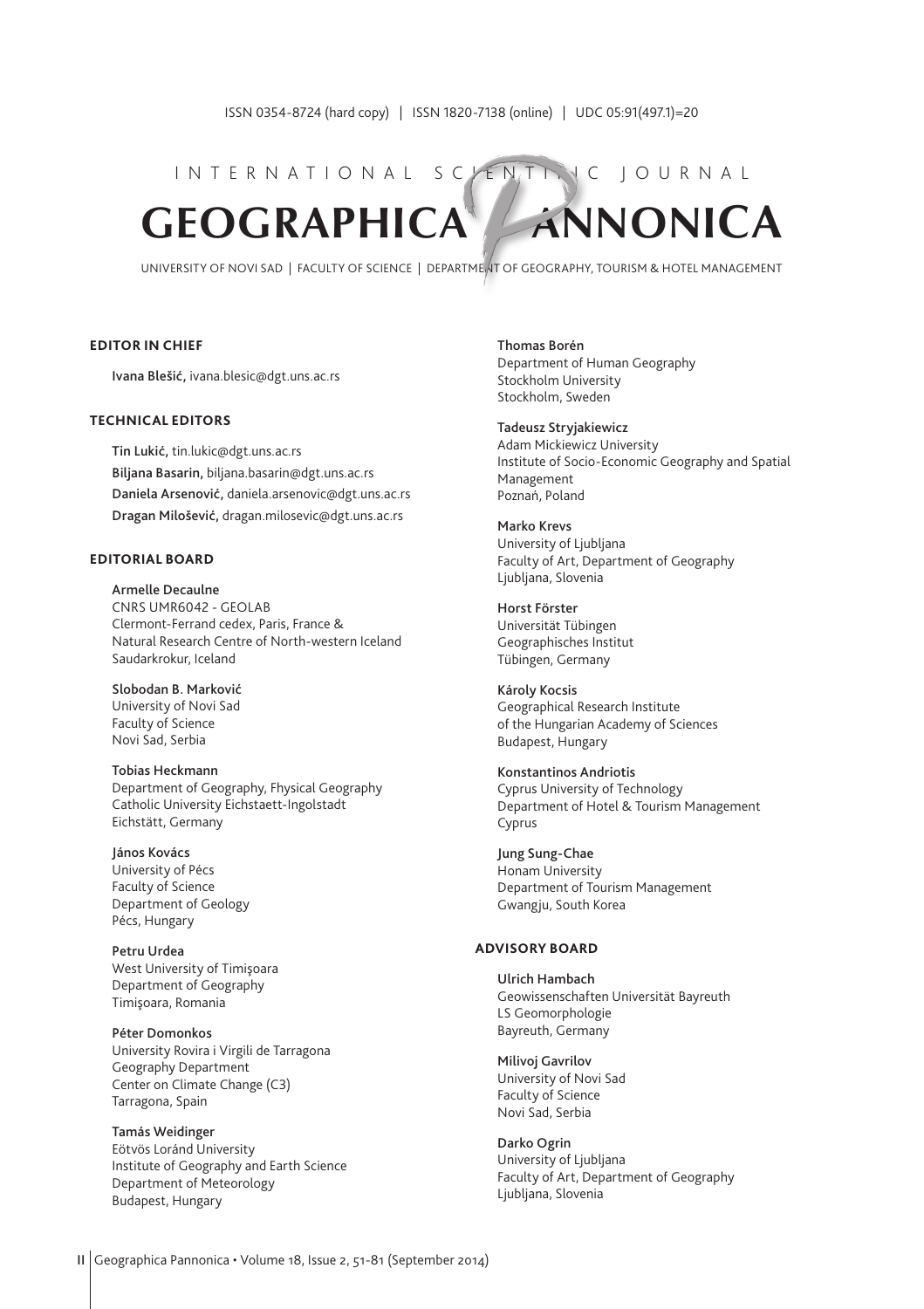ISSN 0354-8724 (hard copy) | ISSN 1820-7138 (online) | UDC 05:91(497.1)=20

INTERNATIONAL SCIENTIFIC JOURNAL

# GEOGRAPHICA PANNONICA

UNIVERSITY OF NOVI SAD | FACULTY OF SCIENCE | DEPARTMENT OF GEOGRAPHY, TOURISM & HOTEL MANAGEMENT

### EDITOR IN CHIEF

**Ivana Blešić,** ivana.blesic@dgt.uns.ac.rs

### TECHNICAL EDITORS

**Tin Lukić,** tin.lukic@dgt.uns.ac.rs
**Biljana Basarin,** biljana.basarin@dgt.uns.ac.rs
**Daniela Arsenović,** daniela.arsenovic@dgt.uns.ac.rs
**Dragan Milošević,** dragan.milosevic@dgt.uns.ac.rs

### EDITORIAL BOARD

**Armelle Decaulne**
CNRS UMR6042 - GEOLAB
Clermont-Ferrand cedex, Paris, France &
Natural Research Centre of North-western Iceland
Saudarkrokur, Iceland

**Slobodan B. Marković**
University of Novi Sad
Faculty of Science
Novi Sad, Serbia

**Tobias Heckmann**
Department of Geography, Physical Geography
Catholic University Eichstaett-Ingolstadt
Eichstätt, Germany

**János Kovács**
University of Pécs
Faculty of Science
Department of Geology
Pécs, Hungary

**Petru Urdea**
West University of Timişoara
Department of Geography
Timişoara, Romania

**Péter Domonkos**
University Rovira i Virgili de Tarragona
Geography Department
Center on Climate Change (C3)
Tarragona, Spain

**Tamás Weidinger**
Eötvös Loránd University
Institute of Geography and Earth Science
Department of Meteorology
Budapest, Hungary

**Thomas Borén**
Department of Human Geography
Stockholm University
Stockholm, Sweden

**Tadeusz Stryjakiewicz**
Adam Mickiewicz University
Institute of Socio-Economic Geography and Spatial Management
Poznań, Poland

**Marko Krevs**
University of Ljubljana
Faculty of Art, Department of Geography
Ljubljana, Slovenia

**Horst Förster**
Universität Tübingen
Geographisches Institut
Tübingen, Germany

**Károly Kocsis**
Geographical Research Institute
of the Hungarian Academy of Sciences
Budapest, Hungary

**Konstantinos Andriotis**
Cyprus University of Technology
Department of Hotel & Tourism Management
Cyprus

**Jung Sung-Chae**
Honam University
Department of Tourism Management
Gwangju, South Korea

### ADVISORY BOARD

**Ulrich Hambach**
Geowissenschaften Universität Bayreuth
LS Geomorphologie
Bayreuth, Germany

**Milivoj Gavrilov**
University of Novi Sad
Faculty of Science
Novi Sad, Serbia

**Darko Ogrin**
University of Ljubljana
Faculty of Art, Department of Geography
Ljubljana, Slovenia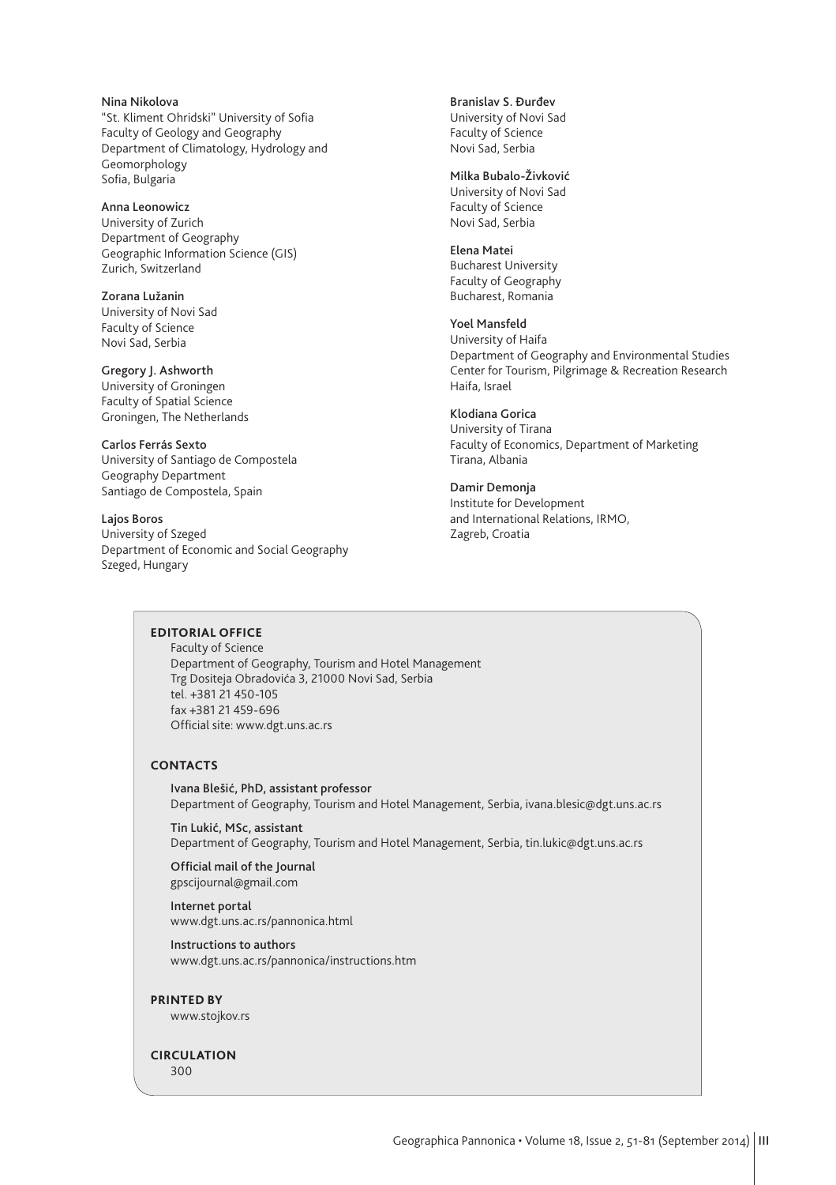**Nina Nikolova**
"St. Kliment Ohridski" University of Sofia
Faculty of Geology and Geography
Department of Climatology, Hydrology and Geomorphology
Sofia, Bulgaria

**Anna Leonowicz**
University of Zurich
Department of Geography
Geographic Information Science (GIS)
Zurich, Switzerland

**Zorana Lužanin**
University of Novi Sad
Faculty of Science
Novi Sad, Serbia

**Gregory J. Ashworth**
University of Groningen
Faculty of Spatial Science
Groningen, The Netherlands

**Carlos Ferrás Sexto**
University of Santiago de Compostela
Geography Department
Santiago de Compostela, Spain

**Lajos Boros**
University of Szeged
Department of Economic and Social Geography
Szeged, Hungary

**Branislav S. Đurđev**
University of Novi Sad
Faculty of Science
Novi Sad, Serbia

**Milka Bubalo-Živković**
University of Novi Sad
Faculty of Science
Novi Sad, Serbia

**Elena Matei**
Bucharest University
Faculty of Geography
Bucharest, Romania

**Yoel Mansfeld**
University of Haifa
Department of Geography and Environmental Studies
Center for Tourism, Pilgrimage & Recreation Research
Haifa, Israel

**Klodiana Gorica**
University of Tirana
Faculty of Economics, Department of Marketing
Tirana, Albania

**Damir Demonja**
Institute for Development
and International Relations, IRMO,
Zagreb, Croatia

## EDITORIAL OFFICE

Faculty of Science
Department of Geography, Tourism and Hotel Management
Trg Dositeja Obradovića 3, 21000 Novi Sad, Serbia
tel. +381 21 450-105
fax +381 21 459-696
Official site: www.dgt.uns.ac.rs

## CONTACTS

**Ivana Blešić, PhD, assistant professor**
Department of Geography, Tourism and Hotel Management, Serbia, ivana.blesic@dgt.uns.ac.rs

**Tin Lukić, MSc, assistant**
Department of Geography, Tourism and Hotel Management, Serbia, tin.lukic@dgt.uns.ac.rs

**Official mail of the Journal**
gpscijournal@gmail.com

**Internet portal**
www.dgt.uns.ac.rs/pannonica.html

**Instructions to authors**
www.dgt.uns.ac.rs/pannonica/instructions.htm

## PRINTED BY

www.stojkov.rs

## CIRCULATION

300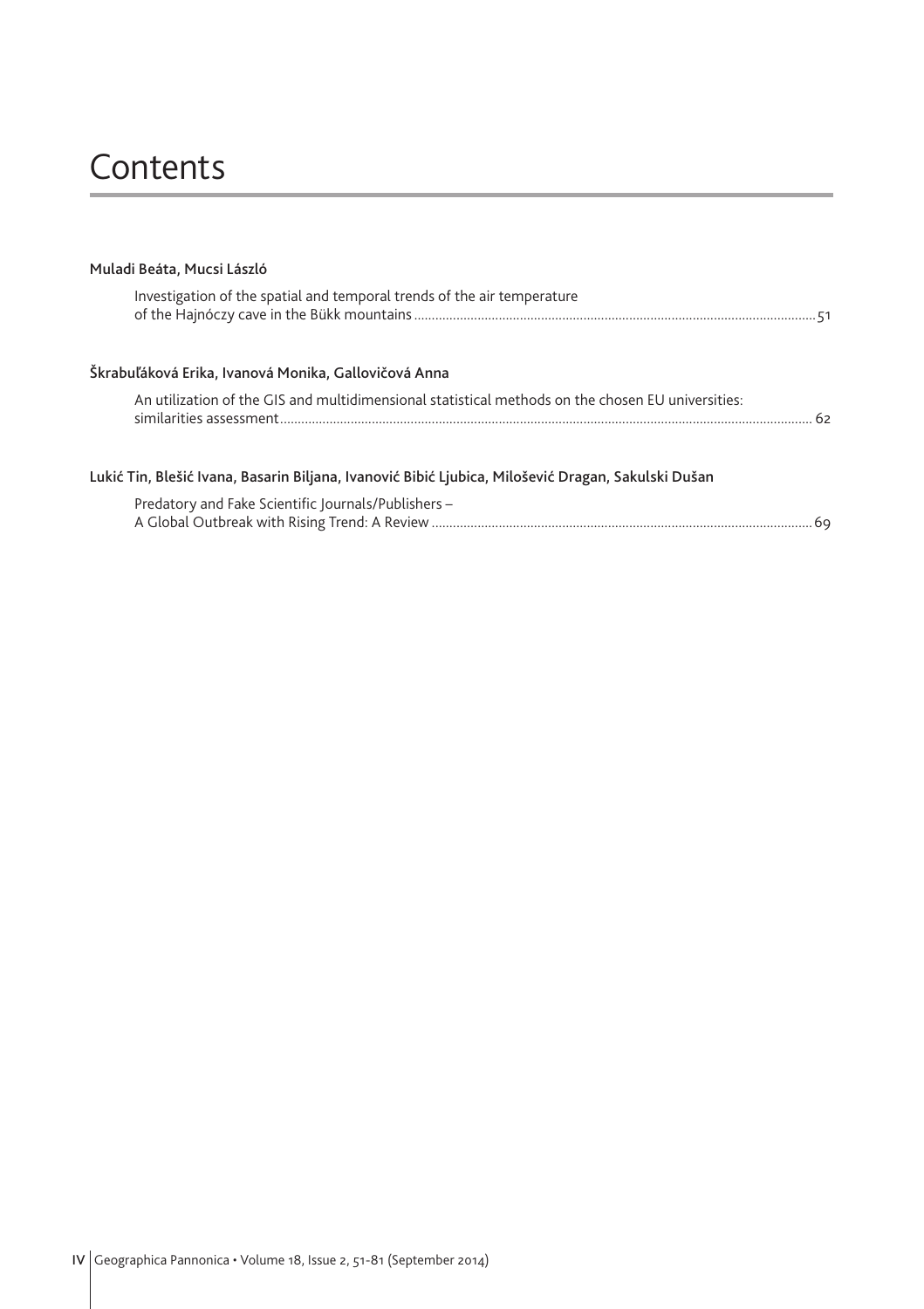# Contents

**Muladi Beáta, Mucsi László**

Investigation of the spatial and temporal trends of the air temperature of the Hajnóczy cave in the Bükk mountains ..... 51

**Škrabuľáková Erika, Ivanová Monika, Gallovičová Anna**

An utilization of the GIS and multidimensional statistical methods on the chosen EU universities: similarities assessment ..... 62

**Lukić Tin, Blešić Ivana, Basarin Biljana, Ivanović Bibić Ljubica, Milošević Dragan, Sakulski Dušan**

Predatory and Fake Scientific Journals/Publishers – A Global Outbreak with Rising Trend: A Review ..... 69